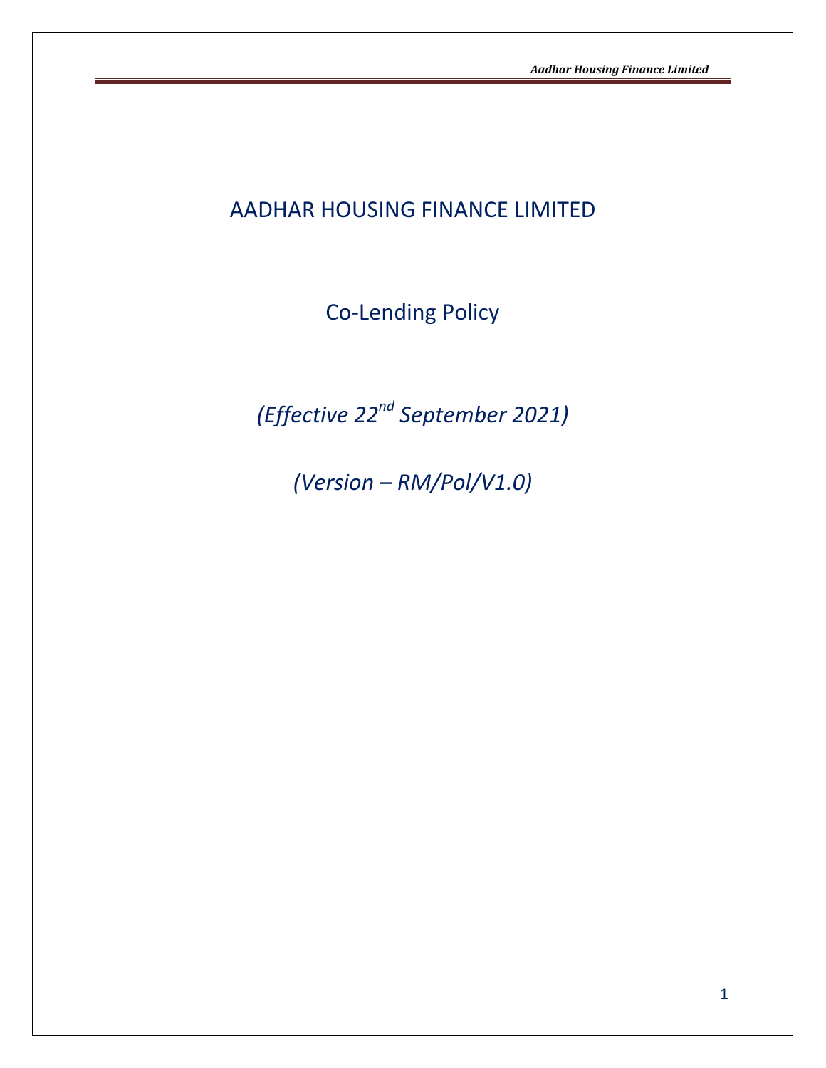# AADHAR HOUSING FINANCE LIMITED

## Co-Lending Policy

*(Effective 22nd September 2021)*

*(Version – RM/Pol/V1.0)*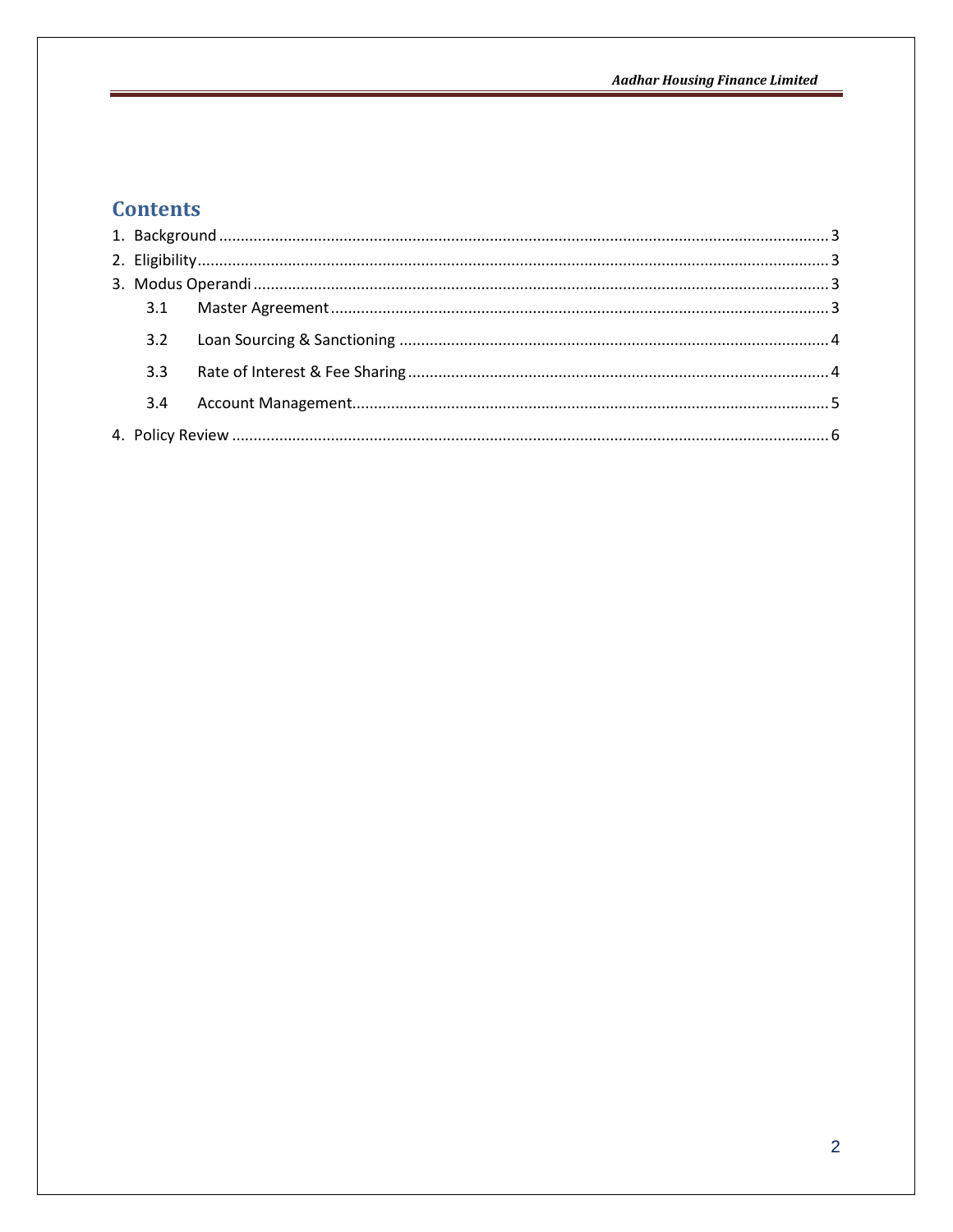# Contents

1. Background ........................................................................................................................................ 3
2. Eligibility ............................................................................................................................................ 3
3. Modus Operandi ................................................................................................................................. 3
   - 3.1 Master Agreement ..................................................................................................................... 3
   - 3.2 Loan Sourcing & Sanctioning ..................................................................................................... 4
   - 3.3 Rate of Interest & Fee Sharing ................................................................................................... 4
   - 3.4 Account Management ................................................................................................................ 5
4. Policy Review ...................................................................................................................................... 6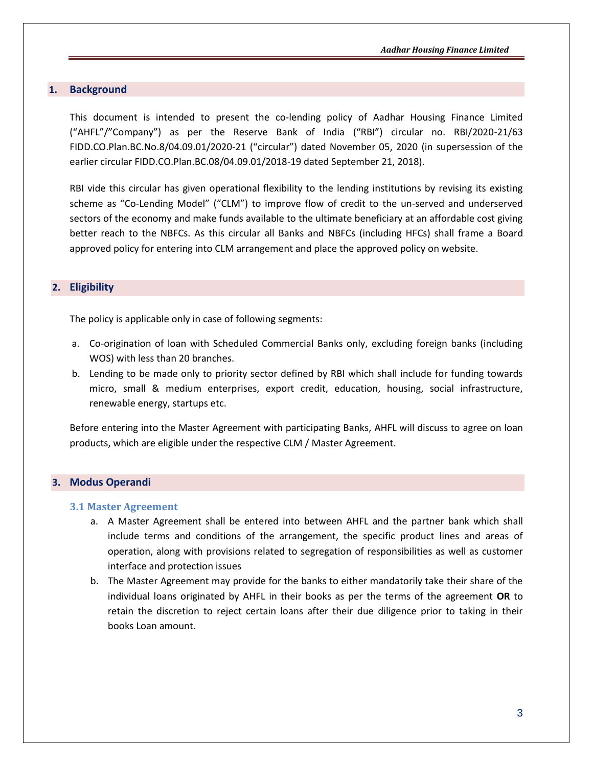## 1. Background

This document is intended to present the co-lending policy of Aadhar Housing Finance Limited ("AHFL"/"Company") as per the Reserve Bank of India ("RBI") circular no. RBI/2020-21/63 FIDD.CO.Plan.BC.No.8/04.09.01/2020-21 ("circular") dated November 05, 2020 (in supersession of the earlier circular FIDD.CO.Plan.BC.08/04.09.01/2018-19 dated September 21, 2018).

RBI vide this circular has given operational flexibility to the lending institutions by revising its existing scheme as "Co-Lending Model" ("CLM") to improve flow of credit to the un-served and underserved sectors of the economy and make funds available to the ultimate beneficiary at an affordable cost giving better reach to the NBFCs. As this circular all Banks and NBFCs (including HFCs) shall frame a Board approved policy for entering into CLM arrangement and place the approved policy on website.

## 2. Eligibility

The policy is applicable only in case of following segments:

a. Co-origination of loan with Scheduled Commercial Banks only, excluding foreign banks (including WOS) with less than 20 branches.
b. Lending to be made only to priority sector defined by RBI which shall include for funding towards micro, small & medium enterprises, export credit, education, housing, social infrastructure, renewable energy, startups etc.

Before entering into the Master Agreement with participating Banks, AHFL will discuss to agree on loan products, which are eligible under the respective CLM / Master Agreement.

## 3. Modus Operandi

### 3.1 Master Agreement

a. A Master Agreement shall be entered into between AHFL and the partner bank which shall include terms and conditions of the arrangement, the specific product lines and areas of operation, along with provisions related to segregation of responsibilities as well as customer interface and protection issues
b. The Master Agreement may provide for the banks to either mandatorily take their share of the individual loans originated by AHFL in their books as per the terms of the agreement **OR** to retain the discretion to reject certain loans after their due diligence prior to taking in their books Loan amount.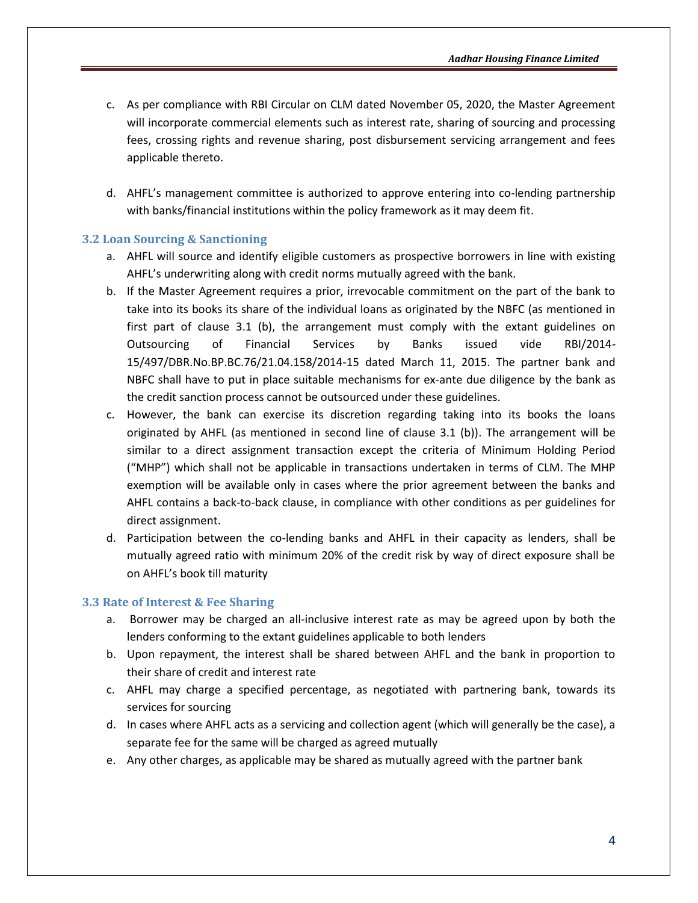c. As per compliance with RBI Circular on CLM dated November 05, 2020, the Master Agreement will incorporate commercial elements such as interest rate, sharing of sourcing and processing fees, crossing rights and revenue sharing, post disbursement servicing arrangement and fees applicable thereto.

d. AHFL's management committee is authorized to approve entering into co-lending partnership with banks/financial institutions within the policy framework as it may deem fit.

### 3.2 Loan Sourcing & Sanctioning

a. AHFL will source and identify eligible customers as prospective borrowers in line with existing AHFL's underwriting along with credit norms mutually agreed with the bank.

b. If the Master Agreement requires a prior, irrevocable commitment on the part of the bank to take into its books its share of the individual loans as originated by the NBFC (as mentioned in first part of clause 3.1 (b), the arrangement must comply with the extant guidelines on Outsourcing of Financial Services by Banks issued vide RBI/2014-15/497/DBR.No.BP.BC.76/21.04.158/2014-15 dated March 11, 2015. The partner bank and NBFC shall have to put in place suitable mechanisms for ex-ante due diligence by the bank as the credit sanction process cannot be outsourced under these guidelines.

c. However, the bank can exercise its discretion regarding taking into its books the loans originated by AHFL (as mentioned in second line of clause 3.1 (b)). The arrangement will be similar to a direct assignment transaction except the criteria of Minimum Holding Period ("MHP") which shall not be applicable in transactions undertaken in terms of CLM. The MHP exemption will be available only in cases where the prior agreement between the banks and AHFL contains a back-to-back clause, in compliance with other conditions as per guidelines for direct assignment.

d. Participation between the co-lending banks and AHFL in their capacity as lenders, shall be mutually agreed ratio with minimum 20% of the credit risk by way of direct exposure shall be on AHFL's book till maturity

### 3.3 Rate of Interest & Fee Sharing

a. Borrower may be charged an all-inclusive interest rate as may be agreed upon by both the lenders conforming to the extant guidelines applicable to both lenders

b. Upon repayment, the interest shall be shared between AHFL and the bank in proportion to their share of credit and interest rate

c. AHFL may charge a specified percentage, as negotiated with partnering bank, towards its services for sourcing

d. In cases where AHFL acts as a servicing and collection agent (which will generally be the case), a separate fee for the same will be charged as agreed mutually

e. Any other charges, as applicable may be shared as mutually agreed with the partner bank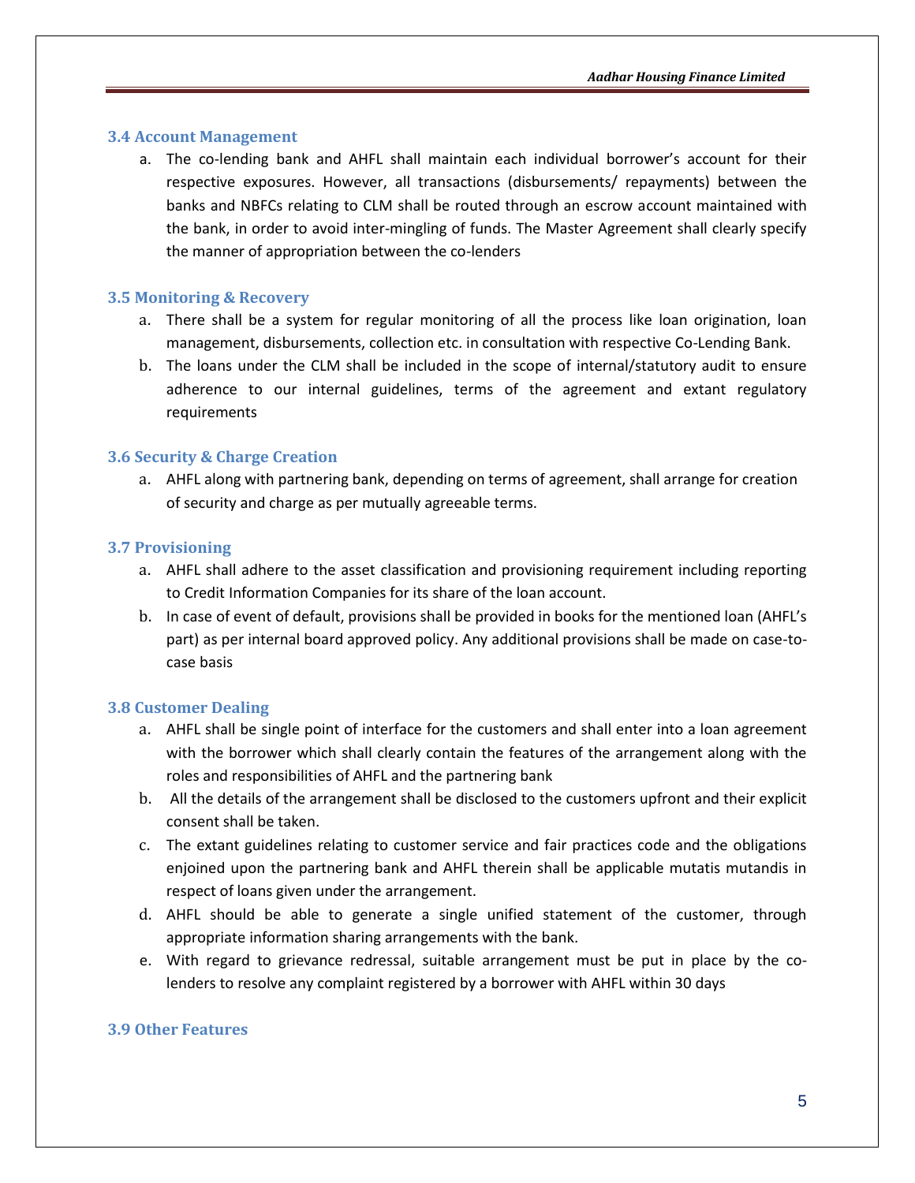### 3.4 Account Management

a. The co-lending bank and AHFL shall maintain each individual borrower's account for their respective exposures. However, all transactions (disbursements/ repayments) between the banks and NBFCs relating to CLM shall be routed through an escrow account maintained with the bank, in order to avoid inter-mingling of funds. The Master Agreement shall clearly specify the manner of appropriation between the co-lenders

### 3.5 Monitoring & Recovery

a. There shall be a system for regular monitoring of all the process like loan origination, loan management, disbursements, collection etc. in consultation with respective Co-Lending Bank.
b. The loans under the CLM shall be included in the scope of internal/statutory audit to ensure adherence to our internal guidelines, terms of the agreement and extant regulatory requirements

### 3.6 Security & Charge Creation

a. AHFL along with partnering bank, depending on terms of agreement, shall arrange for creation of security and charge as per mutually agreeable terms.

### 3.7 Provisioning

a. AHFL shall adhere to the asset classification and provisioning requirement including reporting to Credit Information Companies for its share of the loan account.
b. In case of event of default, provisions shall be provided in books for the mentioned loan (AHFL's part) as per internal board approved policy. Any additional provisions shall be made on case-to-case basis

### 3.8 Customer Dealing

a. AHFL shall be single point of interface for the customers and shall enter into a loan agreement with the borrower which shall clearly contain the features of the arrangement along with the roles and responsibilities of AHFL and the partnering bank
b. All the details of the arrangement shall be disclosed to the customers upfront and their explicit consent shall be taken.
c. The extant guidelines relating to customer service and fair practices code and the obligations enjoined upon the partnering bank and AHFL therein shall be applicable mutatis mutandis in respect of loans given under the arrangement.
d. AHFL should be able to generate a single unified statement of the customer, through appropriate information sharing arrangements with the bank.
e. With regard to grievance redressal, suitable arrangement must be put in place by the co-lenders to resolve any complaint registered by a borrower with AHFL within 30 days

### 3.9 Other Features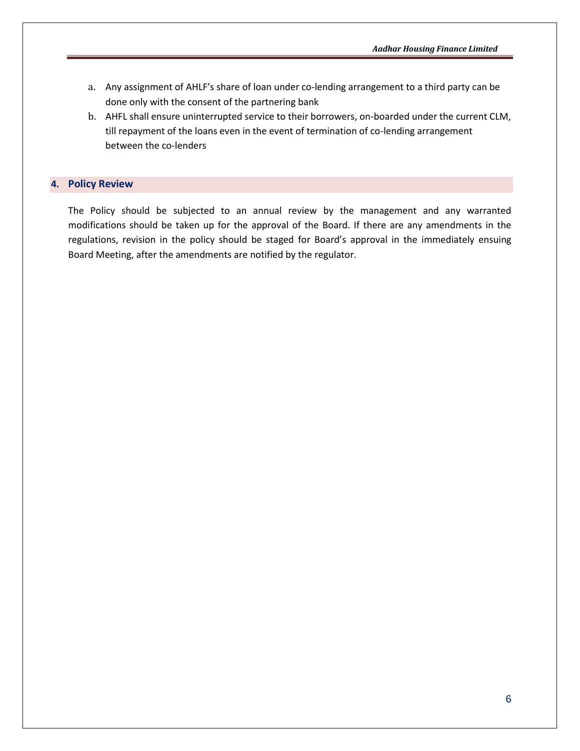a. Any assignment of AHLF's share of loan under co-lending arrangement to a third party can be done only with the consent of the partnering bank
b. AHFL shall ensure uninterrupted service to their borrowers, on-boarded under the current CLM, till repayment of the loans even in the event of termination of co-lending arrangement between the co-lenders

## 4. Policy Review

The Policy should be subjected to an annual review by the management and any warranted modifications should be taken up for the approval of the Board. If there are any amendments in the regulations, revision in the policy should be staged for Board's approval in the immediately ensuing Board Meeting, after the amendments are notified by the regulator.